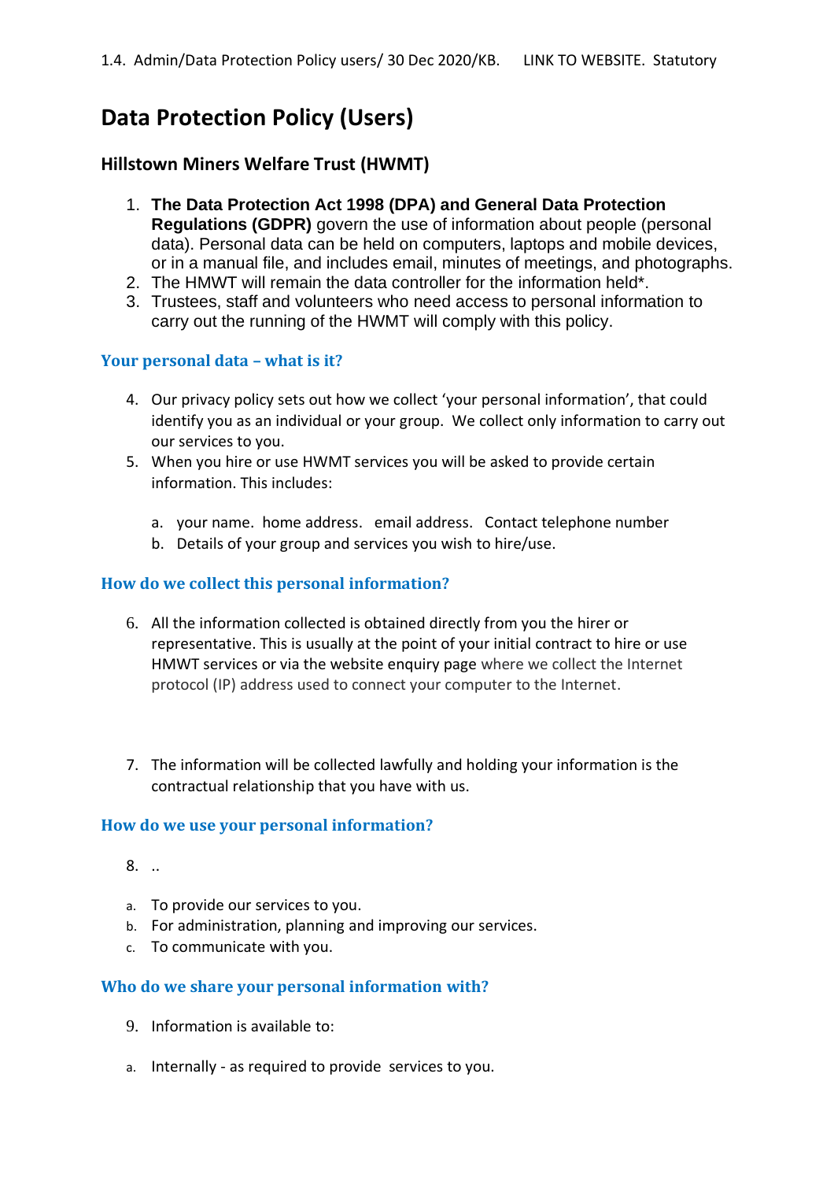1.4. Admin/Data Protection Policy users/ 30 Dec 2020/KB. LINK TO WEBSITE. Statutory

# Data Protection Policy (Users)

## Hillstown Miners Welfare Trust (HWMT)

1. **The Data Protection Act 1998 (DPA) and General Data Protection Regulations (GDPR)** govern the use of information about people (personal data). Personal data can be held on computers, laptops and mobile devices, or in a manual file, and includes email, minutes of meetings, and photographs.
2. The HMWT will remain the data controller for the information held*.
3. Trustees, staff and volunteers who need access to personal information to carry out the running of the HWMT will comply with this policy.

### Your personal data – what is it?

4. Our privacy policy sets out how we collect 'your personal information', that could identify you as an individual or your group. We collect only information to carry out our services to you.
5. When you hire or use HWMT services you will be asked to provide certain information. This includes:

   a. your name. home address. email address. Contact telephone number
   b. Details of your group and services you wish to hire/use.

### How do we collect this personal information?

6. All the information collected is obtained directly from you the hirer or representative. This is usually at the point of your initial contract to hire or use HMWT services or via the website enquiry page where we collect the Internet protocol (IP) address used to connect your computer to the Internet.

7. The information will be collected lawfully and holding your information is the contractual relationship that you have with us.

### How do we use your personal information?

8. ..

a. To provide our services to you.
b. For administration, planning and improving our services.
c. To communicate with you.

### Who do we share your personal information with?

9. Information is available to:

a. Internally - as required to provide services to you.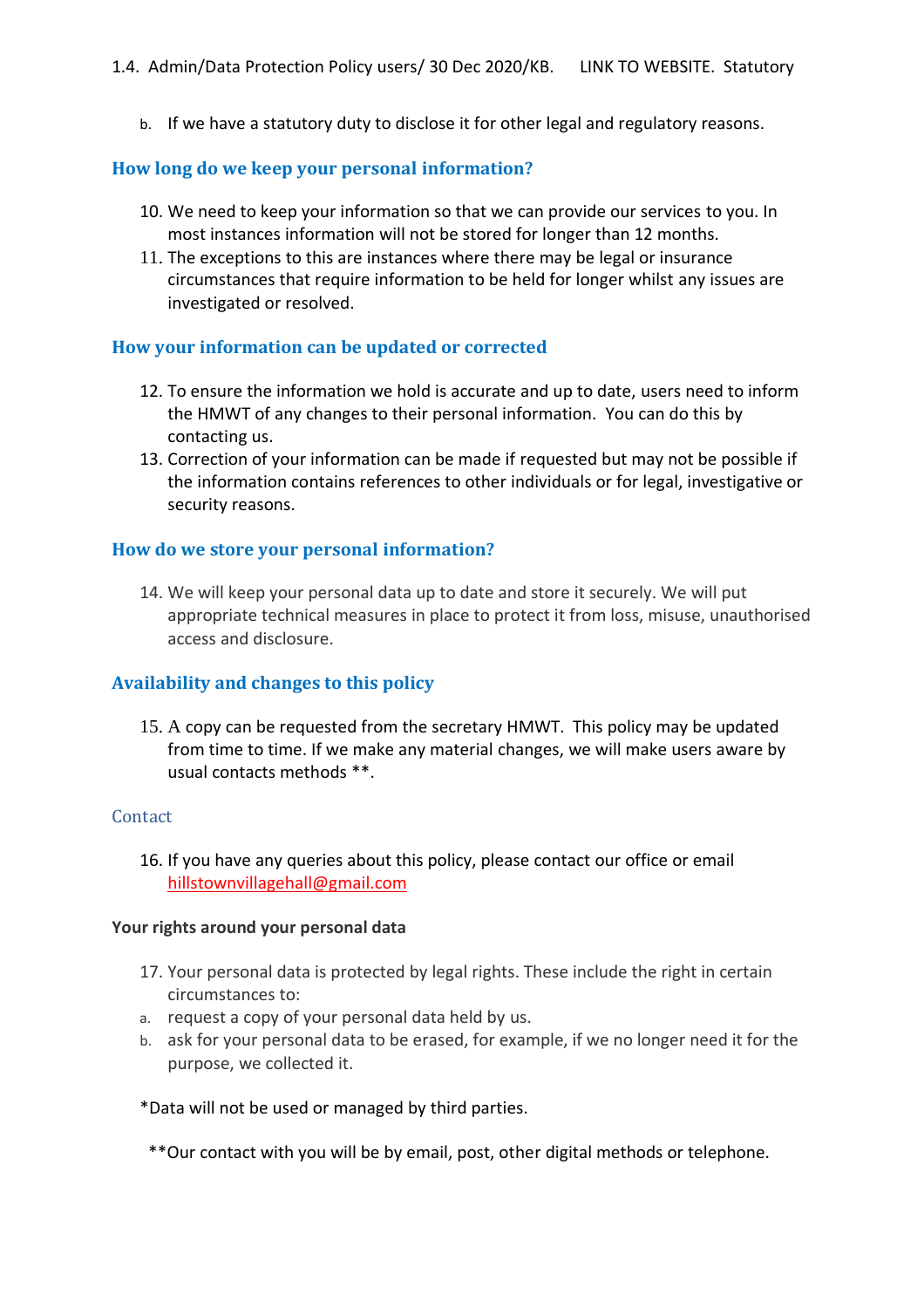b. If we have a statutory duty to disclose it for other legal and regulatory reasons.

## How long do we keep your personal information?

10. We need to keep your information so that we can provide our services to you. In most instances information will not be stored for longer than 12 months.
11. The exceptions to this are instances where there may be legal or insurance circumstances that require information to be held for longer whilst any issues are investigated or resolved.

## How your information can be updated or corrected

12. To ensure the information we hold is accurate and up to date, users need to inform the HMWT of any changes to their personal information. You can do this by contacting us.
13. Correction of your information can be made if requested but may not be possible if the information contains references to other individuals or for legal, investigative or security reasons.

## How do we store your personal information?

14. We will keep your personal data up to date and store it securely. We will put appropriate technical measures in place to protect it from loss, misuse, unauthorised access and disclosure.

## Availability and changes to this policy

15. A copy can be requested from the secretary HMWT. This policy may be updated from time to time. If we make any material changes, we will make users aware by usual contacts methods **.

## Contact

16. If you have any queries about this policy, please contact our office or email hillstownvillagehall@gmail.com

**Your rights around your personal data**

17. Your personal data is protected by legal rights. These include the right in certain circumstances to:

a. request a copy of your personal data held by us.
b. ask for your personal data to be erased, for example, if we no longer need it for the purpose, we collected it.

*Data will not be used or managed by third parties.

**Our contact with you will be by email, post, other digital methods or telephone.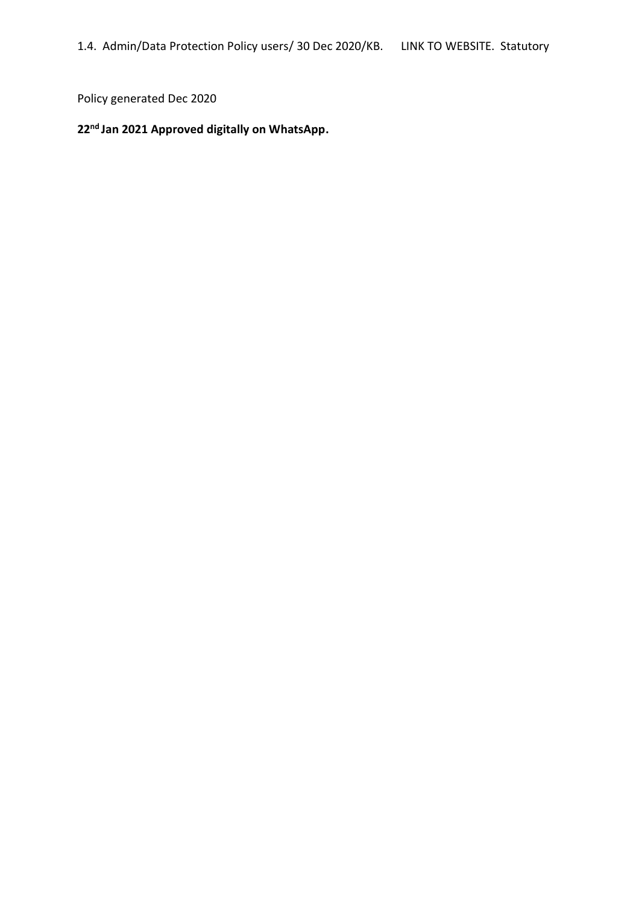1.4. Admin/Data Protection Policy users/ 30 Dec 2020/KB. LINK TO WEBSITE. Statutory

Policy generated Dec 2020

**22nd Jan 2021 Approved digitally on WhatsApp.**